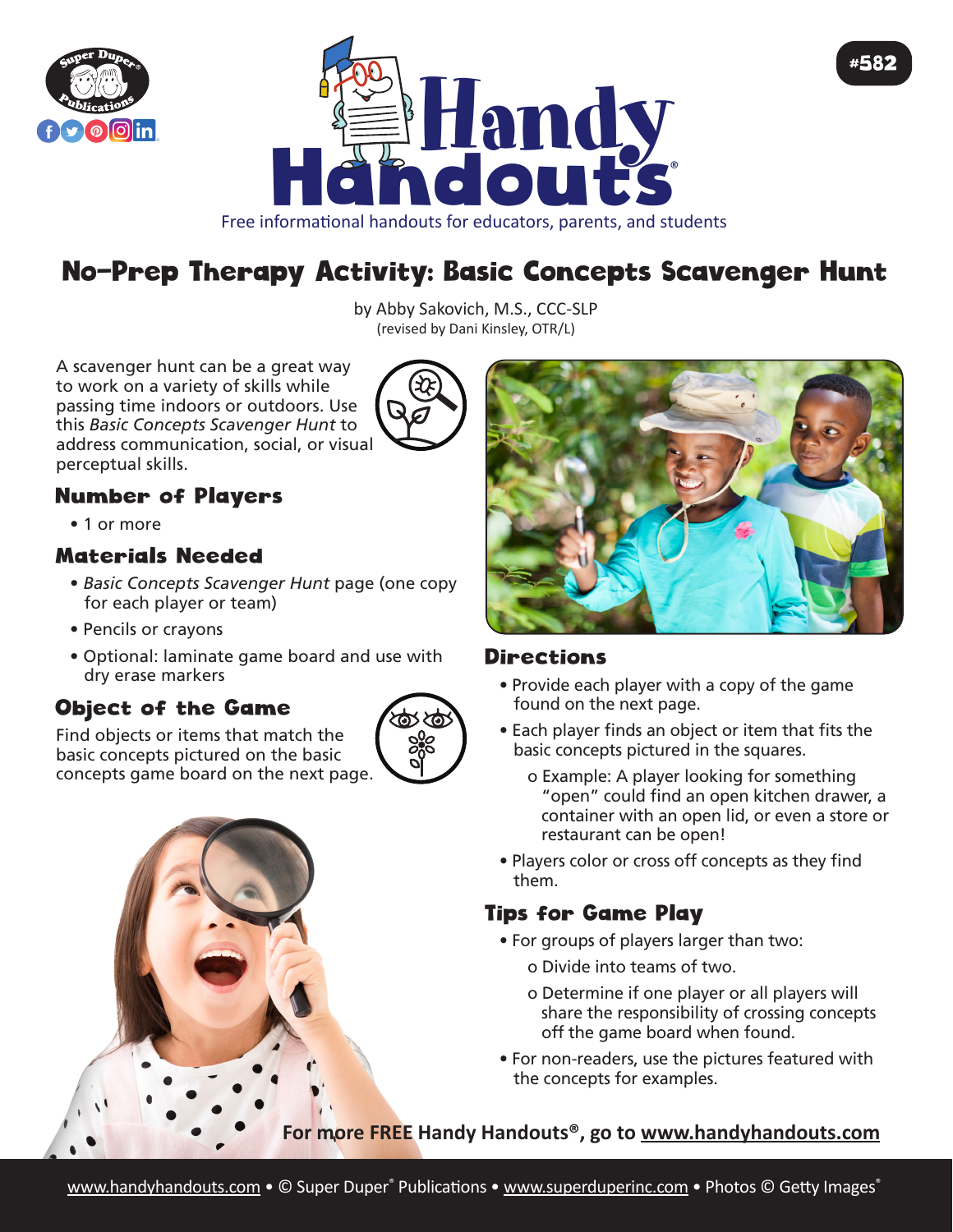# Handy Handouts®

Free informational handouts for educators, parents, and students

#582

## No-Prep Therapy Activity: Basic Concepts Scavenger Hunt

by Abby Sakovich, M.S., CCC-SLP
(revised by Dani Kinsley, OTR/L)

A scavenger hunt can be a great way to work on a variety of skills while passing time indoors or outdoors. Use this *Basic Concepts Scavenger Hunt* to address communication, social, or visual perceptual skills.

### Number of Players

- 1 or more

### Materials Needed

- *Basic Concepts Scavenger Hunt* page (one copy for each player or team)
- Pencils or crayons
- Optional: laminate game board and use with dry erase markers

### Object of the Game

Find objects or items that match the basic concepts pictured on the basic concepts game board on the next page.

### Directions

- Provide each player with a copy of the game found on the next page.
- Each player finds an object or item that fits the basic concepts pictured in the squares.
  - o Example: A player looking for something "open" could find an open kitchen drawer, a container with an open lid, or even a store or restaurant can be open!
- Players color or cross off concepts as they find them.

### Tips for Game Play

- For groups of players larger than two:
  - o Divide into teams of two.
  - o Determine if one player or all players will share the responsibility of crossing concepts off the game board when found.
- For non-readers, use the pictures featured with the concepts for examples.

**For more FREE Handy Handouts®, go to www.handyhandouts.com**

www.handyhandouts.com • © Super Duper® Publications • www.superduperinc.com • Photos © Getty Images®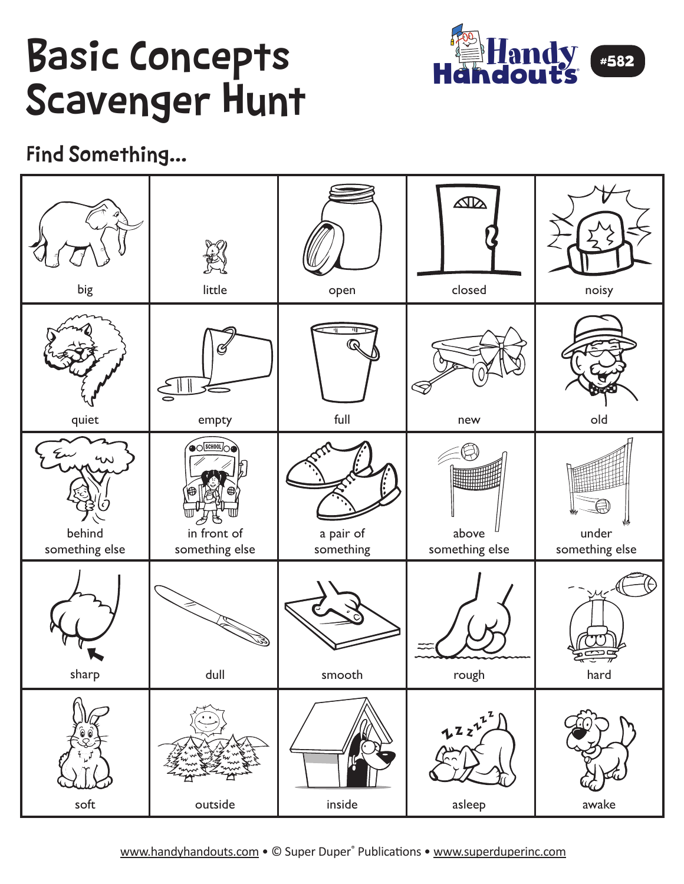# Basic Concepts Scavenger Hunt

#582

## Find Something...

| | | | | |
|---|---|---|---|---|
| big | little | open | closed | noisy |
| quiet | empty | full | new | old |
| behind something else | in front of something else | a pair of something | above something else | under something else |
| sharp | dull | smooth | rough | hard |
| soft | outside | inside | asleep | awake |

www.handyhandouts.com • © Super Duper® Publications • www.superduperinc.com